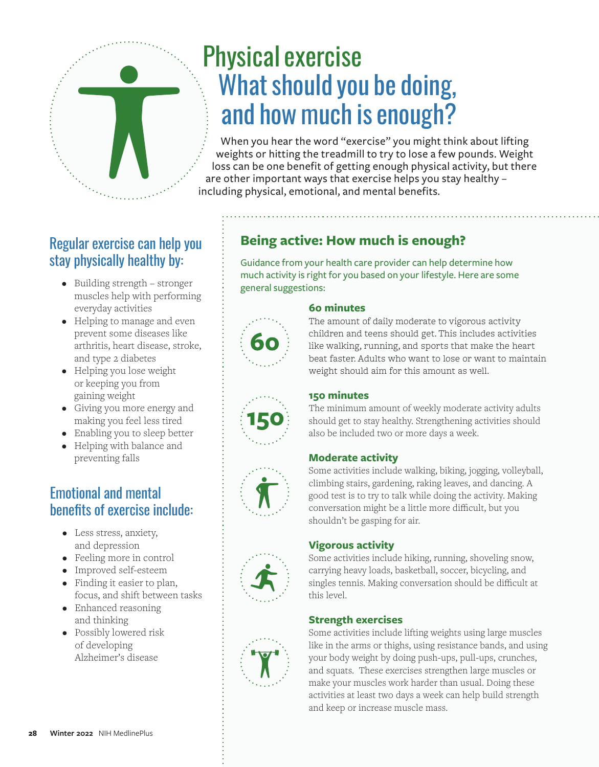# Physical exercise

## What should you be doing, and how much is enough?

When you hear the word "exercise" you might think about lifting weights or hitting the treadmill to try to lose a few pounds. Weight loss can be one benefit of getting enough physical activity, but there are other important ways that exercise helps you stay healthy – including physical, emotional, and mental benefits.

## Regular exercise can help you stay physically healthy by:

- Building strength – stronger muscles help with performing everyday activities
- Helping to manage and even prevent some diseases like arthritis, heart disease, stroke, and type 2 diabetes
- Helping you lose weight or keeping you from gaining weight
- Giving you more energy and making you feel less tired
- Enabling you to sleep better
- Helping with balance and preventing falls

## Emotional and mental benefits of exercise include:

- Less stress, anxiety, and depression
- Feeling more in control
- Improved self-esteem
- Finding it easier to plan, focus, and shift between tasks
- Enhanced reasoning and thinking
- Possibly lowered risk of developing Alzheimer's disease

## Being active: How much is enough?

Guidance from your health care provider can help determine how much activity is right for you based on your lifestyle. Here are some general suggestions:

### 60 minutes

The amount of daily moderate to vigorous activity children and teens should get. This includes activities like walking, running, and sports that make the heart beat faster. Adults who want to lose or want to maintain weight should aim for this amount as well.

### 150 minutes

The minimum amount of weekly moderate activity adults should get to stay healthy. Strengthening activities should also be included two or more days a week.

### Moderate activity

Some activities include walking, biking, jogging, volleyball, climbing stairs, gardening, raking leaves, and dancing. A good test is to try to talk while doing the activity. Making conversation might be a little more difficult, but you shouldn't be gasping for air.

### Vigorous activity

Some activities include hiking, running, shoveling snow, carrying heavy loads, basketball, soccer, bicycling, and singles tennis. Making conversation should be difficult at this level.

### Strength exercises

Some activities include lifting weights using large muscles like in the arms or thighs, using resistance bands, and using your body weight by doing push-ups, pull-ups, crunches, and squats. These exercises strengthen large muscles or make your muscles work harder than usual. Doing these activities at least two days a week can help build strength and keep or increase muscle mass.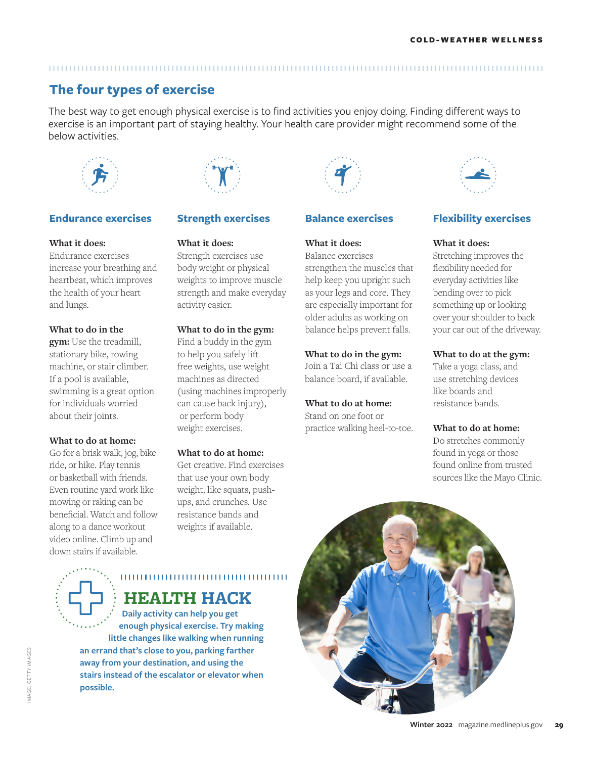## The four types of exercise

The best way to get enough physical exercise is to find activities you enjoy doing. Finding different ways to exercise is an important part of staying healthy. Your health care provider might recommend some of the below activities.

### Endurance exercises

**What it does:**
Endurance exercises increase your breathing and heartbeat, which improves the health of your heart and lungs.

**What to do in the gym:** Use the treadmill, stationary bike, rowing machine, or stair climber. If a pool is available, swimming is a great option for individuals worried about their joints.

**What to do at home:**
Go for a brisk walk, jog, bike ride, or hike. Play tennis or basketball with friends. Even routine yard work like mowing or raking can be beneficial. Watch and follow along to a dance workout video online. Climb up and down stairs if available.

### Strength exercises

**What it does:**
Strength exercises use body weight or physical weights to improve muscle strength and make everyday activity easier.

**What to do in the gym:**
Find a buddy in the gym to help you safely lift free weights, use weight machines as directed (using machines improperly can cause back injury), or perform body weight exercises.

**What to do at home:**
Get creative. Find exercises that use your own body weight, like squats, push-ups, and crunches. Use resistance bands and weights if available.

### Balance exercises

**What it does:**
Balance exercises strengthen the muscles that help keep you upright such as your legs and core. They are especially important for older adults as working on balance helps prevent falls.

**What to do in the gym:**
Join a Tai Chi class or use a balance board, if available.

**What to do at home:**
Stand on one foot or practice walking heel-to-toe.

### Flexibility exercises

**What it does:**
Stretching improves the flexibility needed for everyday activities like bending over to pick something up or looking over your shoulder to back your car out of the driveway.

**What to do at the gym:**
Take a yoga class, and use stretching devices like boards and resistance bands.

**What to do at home:**
Do stretches commonly found in yoga or those found online from trusted sources like the Mayo Clinic.

## HEALTH HACK

**Daily activity can help you get enough physical exercise. Try making little changes like walking when running an errand that's close to you, parking farther away from your destination, and using the stairs instead of the escalator or elevator when possible.**

IMAGE: GETTY IMAGES